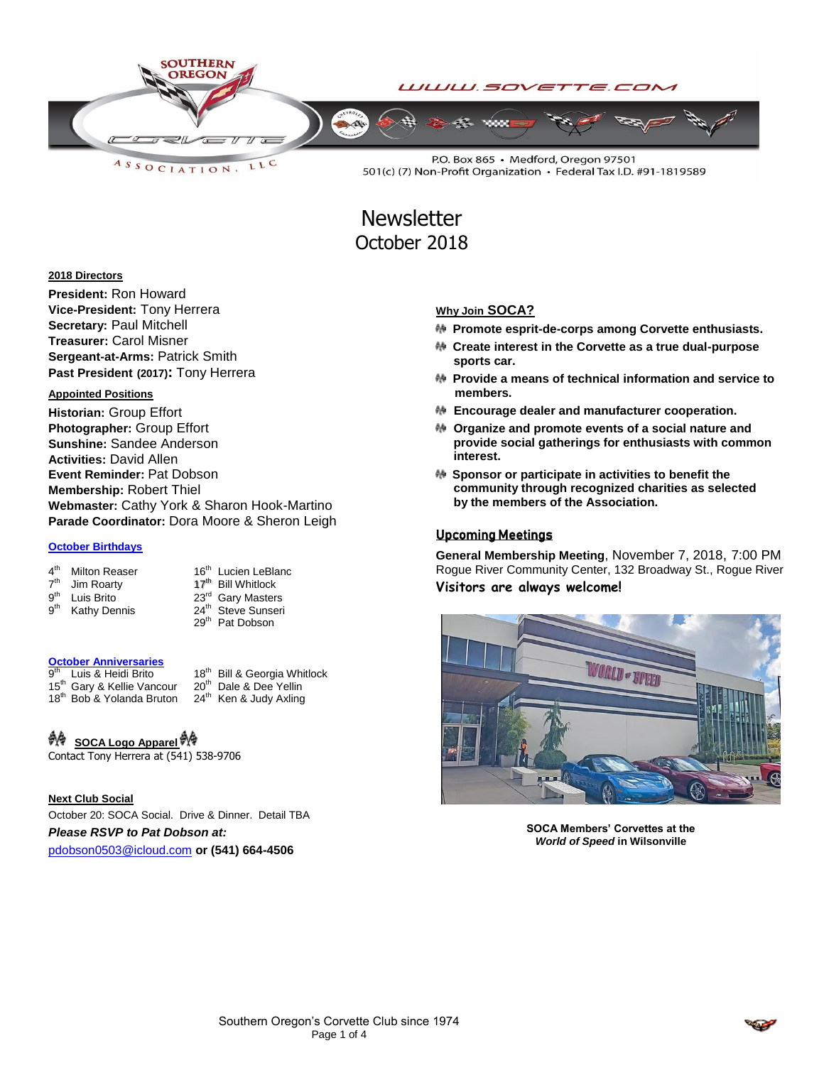SOUTHERN OREGON CORVETTE ASSOCIATION, LLC

WWW.SOVETTE.COM

P.O. Box 865 • Medford, Oregon 97501
501(c) (7) Non-Profit Organization • Federal Tax I.D. #91-1819589

# Newsletter
# October 2018

**2018 Directors**

**President:** Ron Howard
**Vice-President:** Tony Herrera
**Secretary:** Paul Mitchell
**Treasurer:** Carol Misner
**Sergeant-at-Arms:** Patrick Smith
**Past President (2017):** Tony Herrera

**Appointed Positions**

**Historian:** Group Effort
**Photographer:** Group Effort
**Sunshine:** Sandee Anderson
**Activities:** David Allen
**Event Reminder:** Pat Dobson
**Membership:** Robert Thiel
**Webmaster:** Cathy York & Sharon Hook-Martino
**Parade Coordinator:** Dora Moore & Sheron Leigh

**October Birthdays**

| | | | |
|---|---|---|---|
| 4th | Milton Reaser | 16th | Lucien LeBlanc |
| 7th | Jim Roarty | **17th** | Bill Whitlock |
| 9th | Luis Brito | 23rd | Gary Masters |
| 9th | Kathy Dennis | 24th | Steve Sunseri |
| | | 29th | Pat Dobson |

**October Anniversaries**

| | | | |
|---|---|---|---|
| 9th | Luis & Heidi Brito | 18th | Bill & Georgia Whitlock |
| 15th | Gary & Kellie Vancour | 20th | Dale & Dee Yellin |
| 18th | Bob & Yolanda Bruton | 24th | Ken & Judy Axling |

**SOCA Logo Apparel**
Contact Tony Herrera at (541) 538-9706

**Next Club Social**
October 20: SOCA Social. Drive & Dinner. Detail TBA
***Please RSVP to Pat Dobson at:***
pdobson0503@icloud.com **or (541) 664-4506**

**Why Join SOCA?**

- **Promote esprit-de-corps among Corvette enthusiasts.**
- **Create interest in the Corvette as a true dual-purpose sports car.**
- **Provide a means of technical information and service to members.**
- **Encourage dealer and manufacturer cooperation.**
- **Organize and promote events of a social nature and provide social gatherings for enthusiasts with common interest.**
- **Sponsor or participate in activities to benefit the community through recognized charities as selected by the members of the Association.**

**Upcoming Meetings**

**General Membership Meeting**, November 7, 2018, 7:00 PM
Rogue River Community Center, 132 Broadway St., Rogue River
**Visitors are always welcome!**

**SOCA Members' Corvettes at the *World of Speed* in Wilsonville**

Southern Oregon's Corvette Club since 1974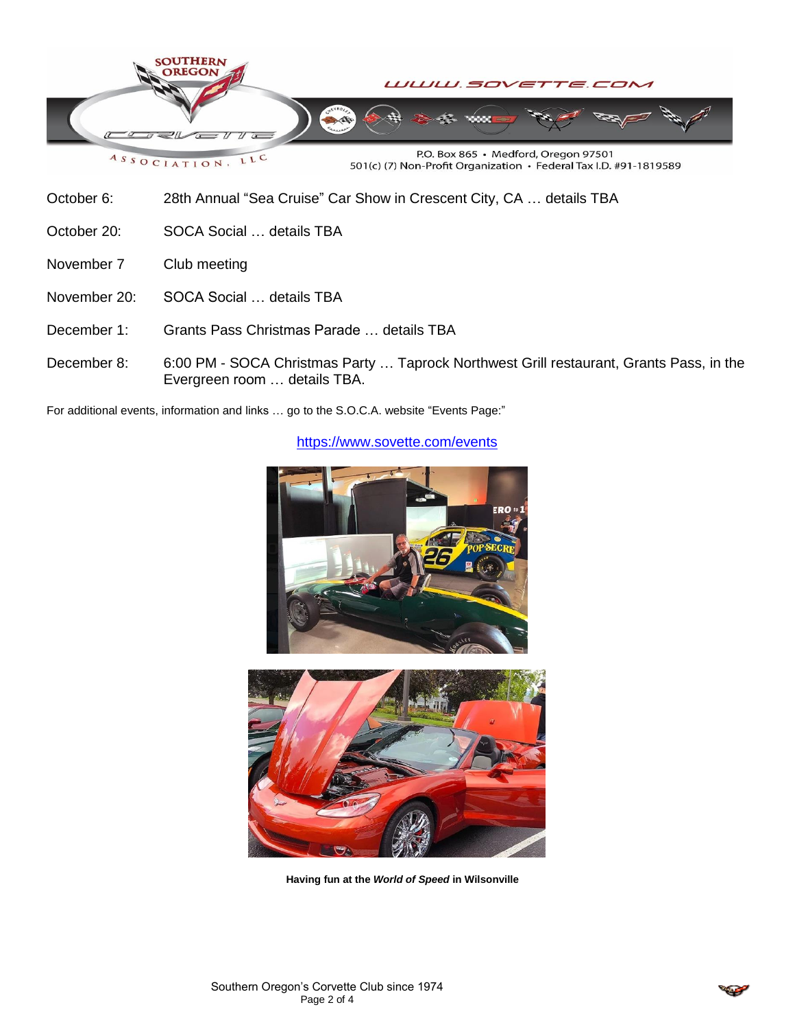| | |
|---|---|
| October 6: | 28th Annual "Sea Cruise" Car Show in Crescent City, CA … details TBA |
| October 20: | SOCA Social … details TBA |
| November 7 | Club meeting |
| November 20: | SOCA Social … details TBA |
| December 1: | Grants Pass Christmas Parade … details TBA |
| December 8: | 6:00 PM - SOCA Christmas Party … Taprock Northwest Grill restaurant, Grants Pass, in the Evergreen room … details TBA. |

For additional events, information and links … go to the S.O.C.A. website "Events Page:"

https://www.sovette.com/events

**Having fun at the *World of Speed* in Wilsonville**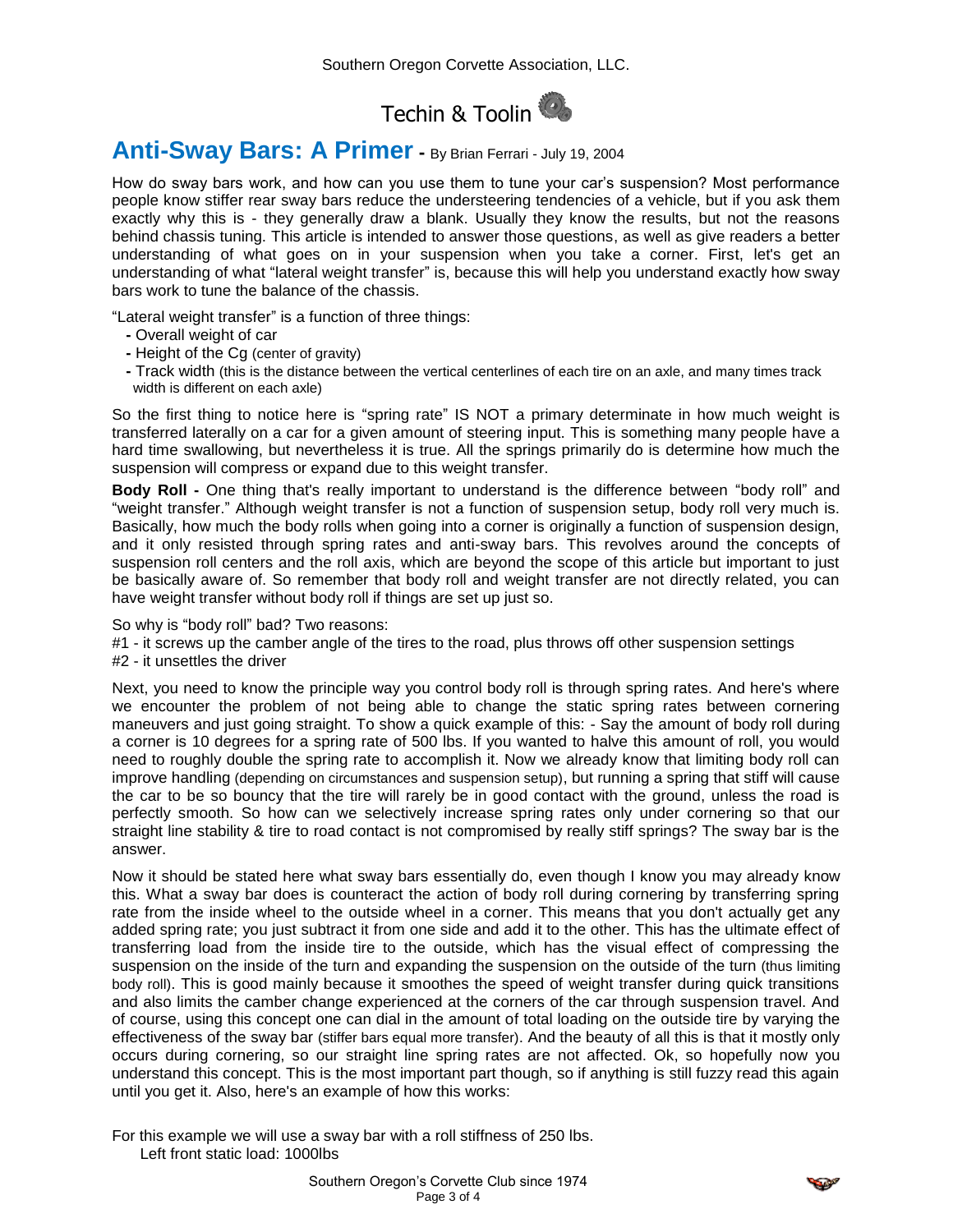# Techin & Toolin

## Anti-Sway Bars: A Primer - By Brian Ferrari - July 19, 2004

How do sway bars work, and how can you use them to tune your car's suspension? Most performance people know stiffer rear sway bars reduce the understeering tendencies of a vehicle, but if you ask them exactly why this is - they generally draw a blank. Usually they know the results, but not the reasons behind chassis tuning. This article is intended to answer those questions, as well as give readers a better understanding of what goes on in your suspension when you take a corner. First, let's get an understanding of what "lateral weight transfer" is, because this will help you understand exactly how sway bars work to tune the balance of the chassis.

"Lateral weight transfer" is a function of three things:

- Overall weight of car
- Height of the Cg (center of gravity)
- Track width (this is the distance between the vertical centerlines of each tire on an axle, and many times track width is different on each axle)

So the first thing to notice here is "spring rate" IS NOT a primary determinate in how much weight is transferred laterally on a car for a given amount of steering input. This is something many people have a hard time swallowing, but nevertheless it is true. All the springs primarily do is determine how much the suspension will compress or expand due to this weight transfer.

**Body Roll -** One thing that's really important to understand is the difference between "body roll" and "weight transfer." Although weight transfer is not a function of suspension setup, body roll very much is. Basically, how much the body rolls when going into a corner is originally a function of suspension design, and it only resisted through spring rates and anti-sway bars. This revolves around the concepts of suspension roll centers and the roll axis, which are beyond the scope of this article but important to just be basically aware of. So remember that body roll and weight transfer are not directly related, you can have weight transfer without body roll if things are set up just so.

So why is "body roll" bad? Two reasons:
#1 - it screws up the camber angle of the tires to the road, plus throws off other suspension settings
#2 - it unsettles the driver

Next, you need to know the principle way you control body roll is through spring rates. And here's where we encounter the problem of not being able to change the static spring rates between cornering maneuvers and just going straight. To show a quick example of this: - Say the amount of body roll during a corner is 10 degrees for a spring rate of 500 lbs. If you wanted to halve this amount of roll, you would need to roughly double the spring rate to accomplish it. Now we already know that limiting body roll can improve handling (depending on circumstances and suspension setup), but running a spring that stiff will cause the car to be so bouncy that the tire will rarely be in good contact with the ground, unless the road is perfectly smooth. So how can we selectively increase spring rates only under cornering so that our straight line stability & tire to road contact is not compromised by really stiff springs? The sway bar is the answer.

Now it should be stated here what sway bars essentially do, even though I know you may already know this. What a sway bar does is counteract the action of body roll during cornering by transferring spring rate from the inside wheel to the outside wheel in a corner. This means that you don't actually get any added spring rate; you just subtract it from one side and add it to the other. This has the ultimate effect of transferring load from the inside tire to the outside, which has the visual effect of compressing the suspension on the inside of the turn and expanding the suspension on the outside of the turn (thus limiting body roll). This is good mainly because it smoothes the speed of weight transfer during quick transitions and also limits the camber change experienced at the corners of the car through suspension travel. And of course, using this concept one can dial in the amount of total loading on the outside tire by varying the effectiveness of the sway bar (stiffer bars equal more transfer). And the beauty of all this is that it mostly only occurs during cornering, so our straight line spring rates are not affected. Ok, so hopefully now you understand this concept. This is the most important part though, so if anything is still fuzzy read this again until you get it. Also, here's an example of how this works:

For this example we will use a sway bar with a roll stiffness of 250 lbs.
Left front static load: 1000lbs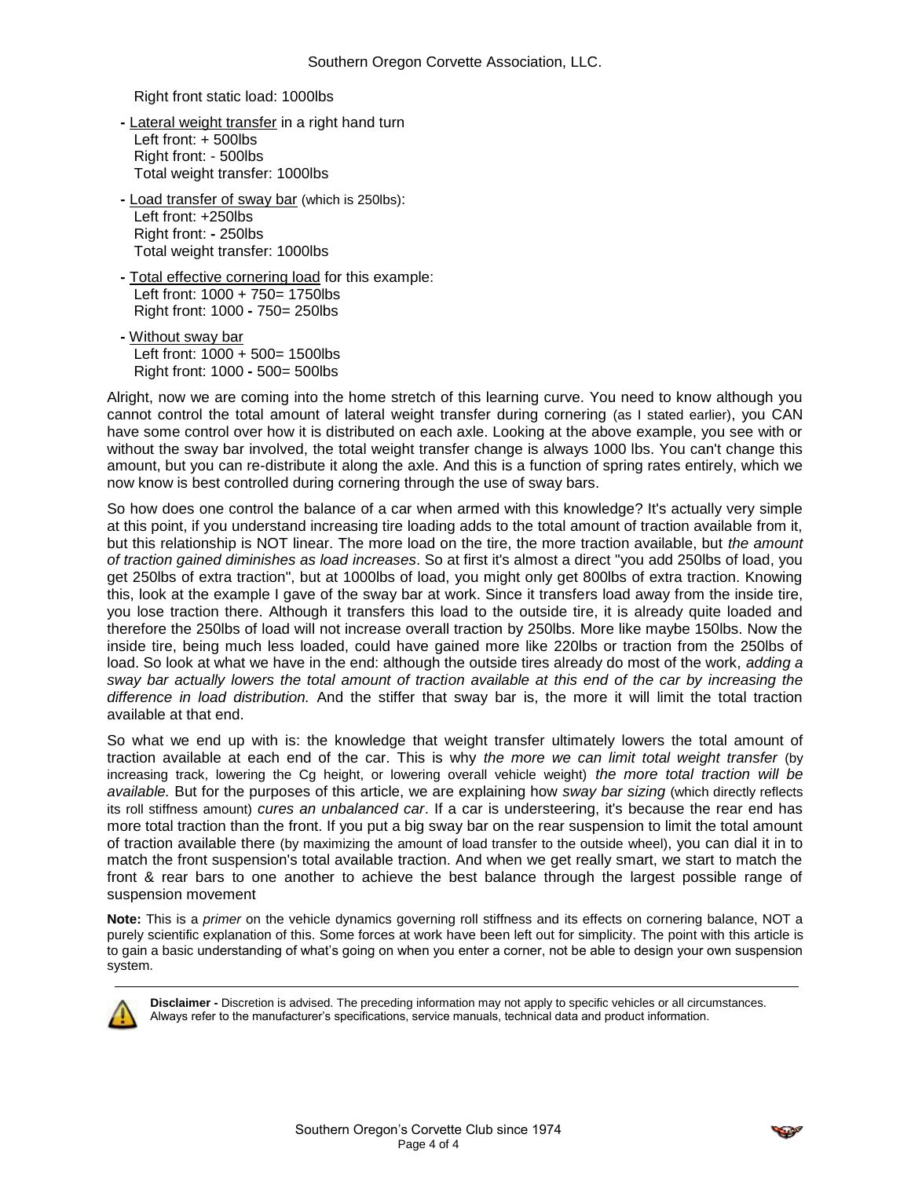Right front static load: 1000lbs

- Lateral weight transfer in a right hand turn
  Left front: + 500lbs
  Right front: - 500lbs
  Total weight transfer: 1000lbs
- Load transfer of sway bar (which is 250lbs):
  Left front: +250lbs
  Right front: - 250lbs
  Total weight transfer: 1000lbs
- Total effective cornering load for this example:
  Left front: 1000 + 750= 1750lbs
  Right front: 1000 - 750= 250lbs
- Without sway bar
  Left front: 1000 + 500= 1500lbs
  Right front: 1000 - 500= 500lbs

Alright, now we are coming into the home stretch of this learning curve. You need to know although you cannot control the total amount of lateral weight transfer during cornering (as I stated earlier), you CAN have some control over how it is distributed on each axle. Looking at the above example, you see with or without the sway bar involved, the total weight transfer change is always 1000 lbs. You can't change this amount, but you can re-distribute it along the axle. And this is a function of spring rates entirely, which we now know is best controlled during cornering through the use of sway bars.

So how does one control the balance of a car when armed with this knowledge? It's actually very simple at this point, if you understand increasing tire loading adds to the total amount of traction available from it, but this relationship is NOT linear. The more load on the tire, the more traction available, but *the amount of traction gained diminishes as load increases*. So at first it's almost a direct "you add 250lbs of load, you get 250lbs of extra traction", but at 1000lbs of load, you might only get 800lbs of extra traction. Knowing this, look at the example I gave of the sway bar at work. Since it transfers load away from the inside tire, you lose traction there. Although it transfers this load to the outside tire, it is already quite loaded and therefore the 250lbs of load will not increase overall traction by 250lbs. More like maybe 150lbs. Now the inside tire, being much less loaded, could have gained more like 220lbs or traction from the 250lbs of load. So look at what we have in the end: although the outside tires already do most of the work, *adding a sway bar actually lowers the total amount of traction available at this end of the car by increasing the difference in load distribution.* And the stiffer that sway bar is, the more it will limit the total traction available at that end.

So what we end up with is: the knowledge that weight transfer ultimately lowers the total amount of traction available at each end of the car. This is why *the more we can limit total weight transfer* (by increasing track, lowering the Cg height, or lowering overall vehicle weight) *the more total traction will be available.* But for the purposes of this article, we are explaining how *sway bar sizing* (which directly reflects its roll stiffness amount) *cures an unbalanced car*. If a car is understeering, it's because the rear end has more total traction than the front. If you put a big sway bar on the rear suspension to limit the total amount of traction available there (by maximizing the amount of load transfer to the outside wheel), you can dial it in to match the front suspension's total available traction. And when we get really smart, we start to match the front & rear bars to one another to achieve the best balance through the largest possible range of suspension movement

**Note:** This is a *primer* on the vehicle dynamics governing roll stiffness and its effects on cornering balance, NOT a purely scientific explanation of this. Some forces at work have been left out for simplicity. The point with this article is to gain a basic understanding of what's going on when you enter a corner, not be able to design your own suspension system.

---

**Disclaimer -** Discretion is advised. The preceding information may not apply to specific vehicles or all circumstances. Always refer to the manufacturer's specifications, service manuals, technical data and product information.